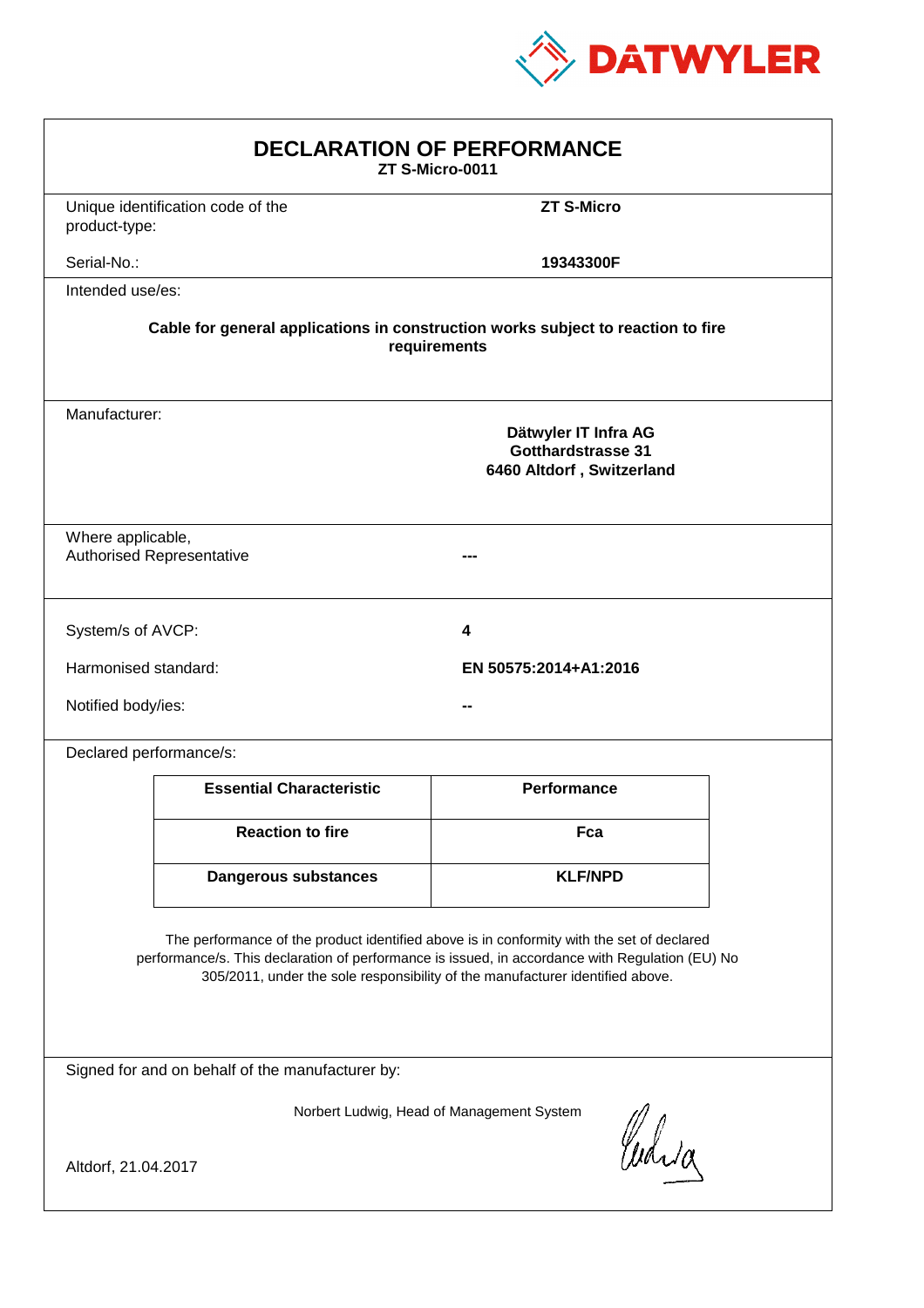DATWYLER

# DECLARATION OF PERFORMANCE

**ZT S-Micro-0011**

| | |
|---|---|
| Unique identification code of the product-type: | **ZT S-Micro** |
| Serial-No.: | **19343300F** |

Intended use/es:

**Cable for general applications in construction works subject to reaction to fire requirements**

Manufacturer:

**Dätwyler IT Infra AG**
**Gotthardstrasse 31**
**6460 Altdorf , Switzerland**

Where applicable,
Authorised Representative **---**

| | |
|---|---|
| System/s of AVCP: | **4** |
| Harmonised standard: | **EN 50575:2014+A1:2016** |
| Notified body/ies: | **--** |

Declared performance/s:

| Essential Characteristic | Performance |
|---|---|
| **Reaction to fire** | **Fca** |
| **Dangerous substances** | **KLF/NPD** |

The performance of the product identified above is in conformity with the set of declared performance/s. This declaration of performance is issued, in accordance with Regulation (EU) No 305/2011, under the sole responsibility of the manufacturer identified above.

Signed for and on behalf of the manufacturer by:

Norbert Ludwig, Head of Management System

Altdorf, 21.04.2017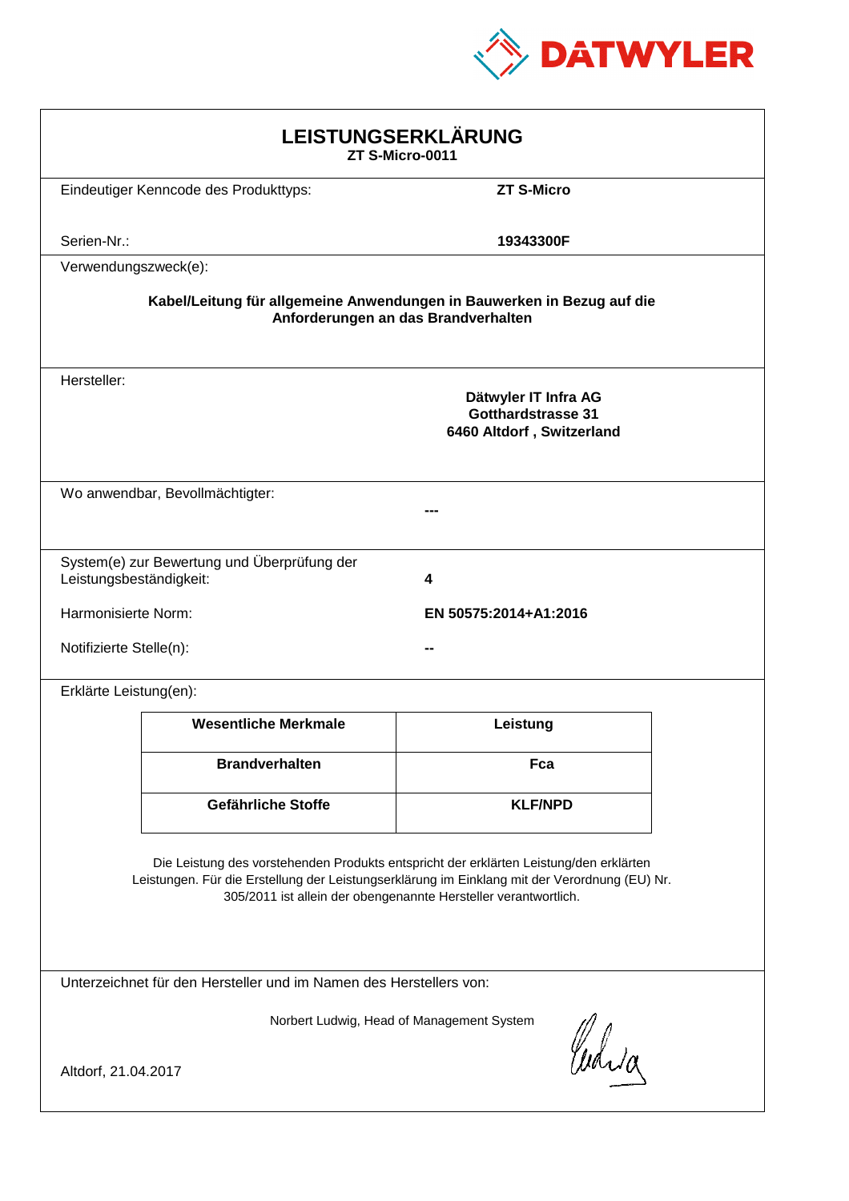DATWYLER

# LEISTUNGSERKLÄRUNG

**ZT S-Micro-0011**

Eindeutiger Kenncode des Produkttyps: **ZT S-Micro**

Serien-Nr.: **19343300F**

Verwendungszweck(e):

**Kabel/Leitung für allgemeine Anwendungen in Bauwerken in Bezug auf die Anforderungen an das Brandverhalten**

Hersteller:

**Dätwyler IT Infra AG**
**Gotthardstrasse 31**
**6460 Altdorf , Switzerland**

Wo anwendbar, Bevollmächtigter: **---**

System(e) zur Bewertung und Überprüfung der Leistungsbeständigkeit: **4**

Harmonisierte Norm: **EN 50575:2014+A1:2016**

Notifizierte Stelle(n): **--**

Erklärte Leistung(en):

| Wesentliche Merkmale | Leistung |
|---|---|
| **Brandverhalten** | **Fca** |
| **Gefährliche Stoffe** | **KLF/NPD** |

Die Leistung des vorstehenden Produkts entspricht der erklärten Leistung/den erklärten Leistungen. Für die Erstellung der Leistungserklärung im Einklang mit der Verordnung (EU) Nr. 305/2011 ist allein der obengenannte Hersteller verantwortlich.

Unterzeichnet für den Hersteller und im Namen des Herstellers von:

Norbert Ludwig, Head of Management System

Altdorf, 21.04.2017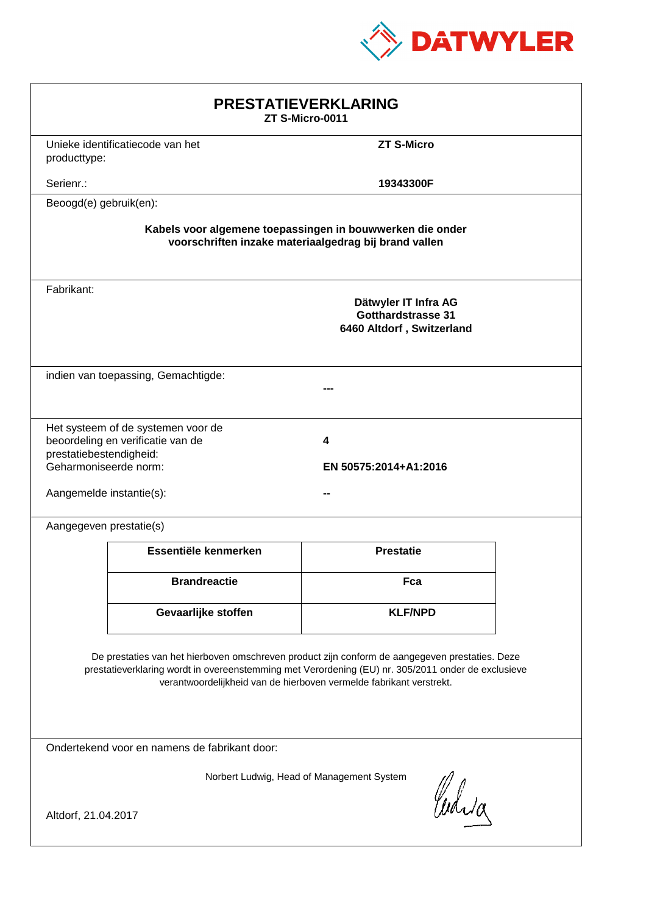DATWYLER

# PRESTATIEVERKLARING

**ZT S-Micro-0011**

Unieke identificatiecode van het producttype: **ZT S-Micro**

Serienr.: **19343300F**

Beoogd(e) gebruik(en):

**Kabels voor algemene toepassingen in bouwwerken die onder voorschriften inzake materiaalgedrag bij brand vallen**

Fabrikant:

**Dätwyler IT Infra AG**
**Gotthardstrasse 31**
**6460 Altdorf , Switzerland**

indien van toepassing, Gemachtigde:

**---**

Het systeem of de systemen voor de beoordeling en verificatie van de prestatiebestendigheid: **4**

Geharmoniseerde norm: **EN 50575:2014+A1:2016**

Aangemelde instantie(s): **--**

Aangegeven prestatie(s)

| Essentiële kenmerken | Prestatie |
|---|---|
| **Brandreactie** | **Fca** |
| **Gevaarlijke stoffen** | **KLF/NPD** |

De prestaties van het hierboven omschreven product zijn conform de aangegeven prestaties. Deze prestatieverklaring wordt in overeenstemming met Verordening (EU) nr. 305/2011 onder de exclusieve verantwoordelijkheid van de hierboven vermelde fabrikant verstrekt.

Ondertekend voor en namens de fabrikant door:

Norbert Ludwig, Head of Management System

Altdorf, 21.04.2017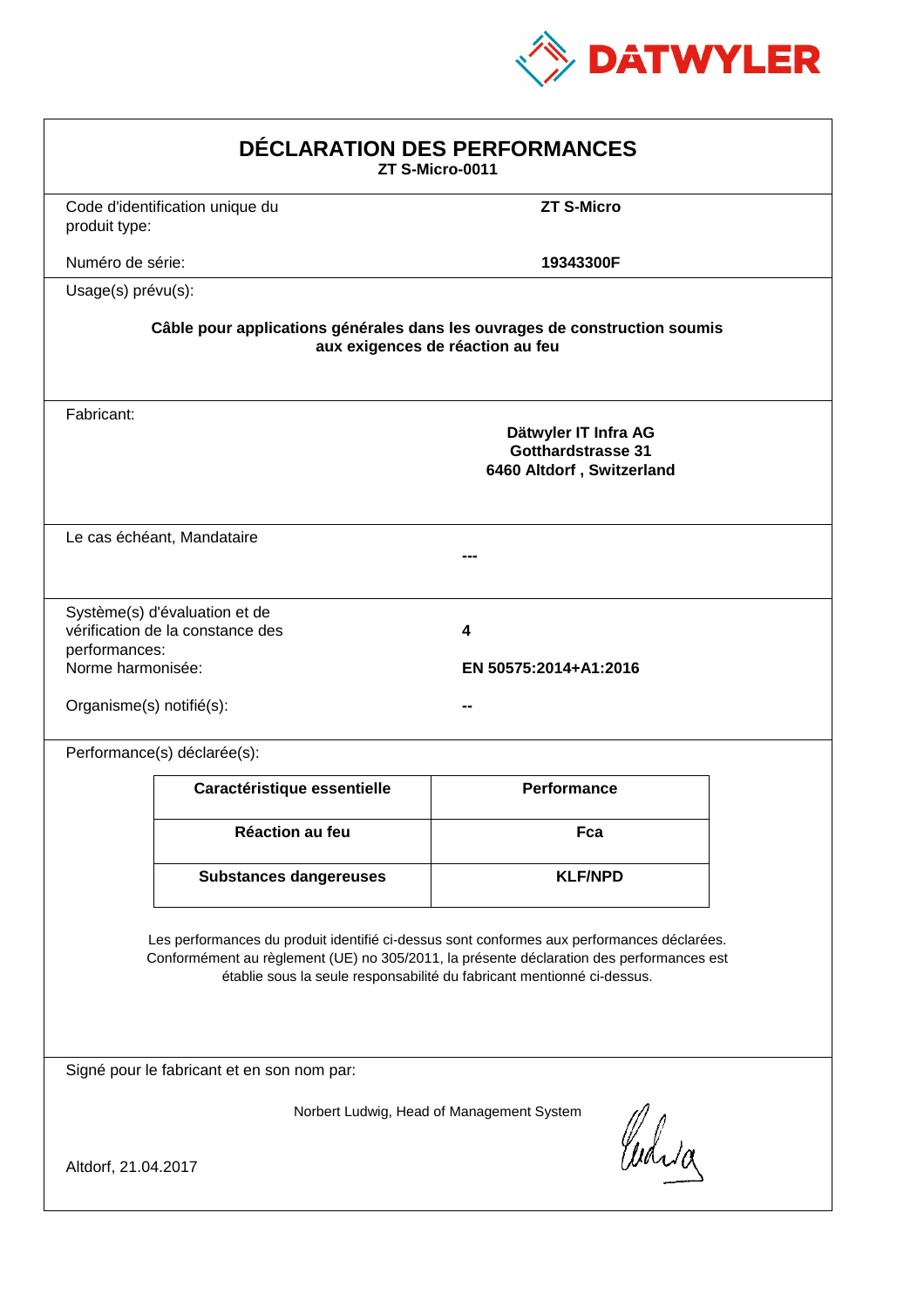DATWYLER

# DÉCLARATION DES PERFORMANCES

**ZT S-Micro-0011**

Code d'identification unique du produit type: **ZT S-Micro**

Numéro de série: **19343300F**

Usage(s) prévu(s):

**Câble pour applications générales dans les ouvrages de construction soumis aux exigences de réaction au feu**

Fabricant:

**Dätwyler IT Infra AG**
**Gotthardstrasse 31**
**6460 Altdorf , Switzerland**

Le cas échéant, Mandataire

**---**

Système(s) d'évaluation et de vérification de la constance des performances: **4**

Norme harmonisée: **EN 50575:2014+A1:2016**

Organisme(s) notifié(s): **--**

Performance(s) déclarée(s):

| Caractéristique essentielle | Performance |
|---|---|
| **Réaction au feu** | **Fca** |
| **Substances dangereuses** | **KLF/NPD** |

Les performances du produit identifié ci-dessus sont conformes aux performances déclarées. Conformément au règlement (UE) no 305/2011, la présente déclaration des performances est établie sous la seule responsabilité du fabricant mentionné ci-dessus.

Signé pour le fabricant et en son nom par:

Norbert Ludwig, Head of Management System

Altdorf, 21.04.2017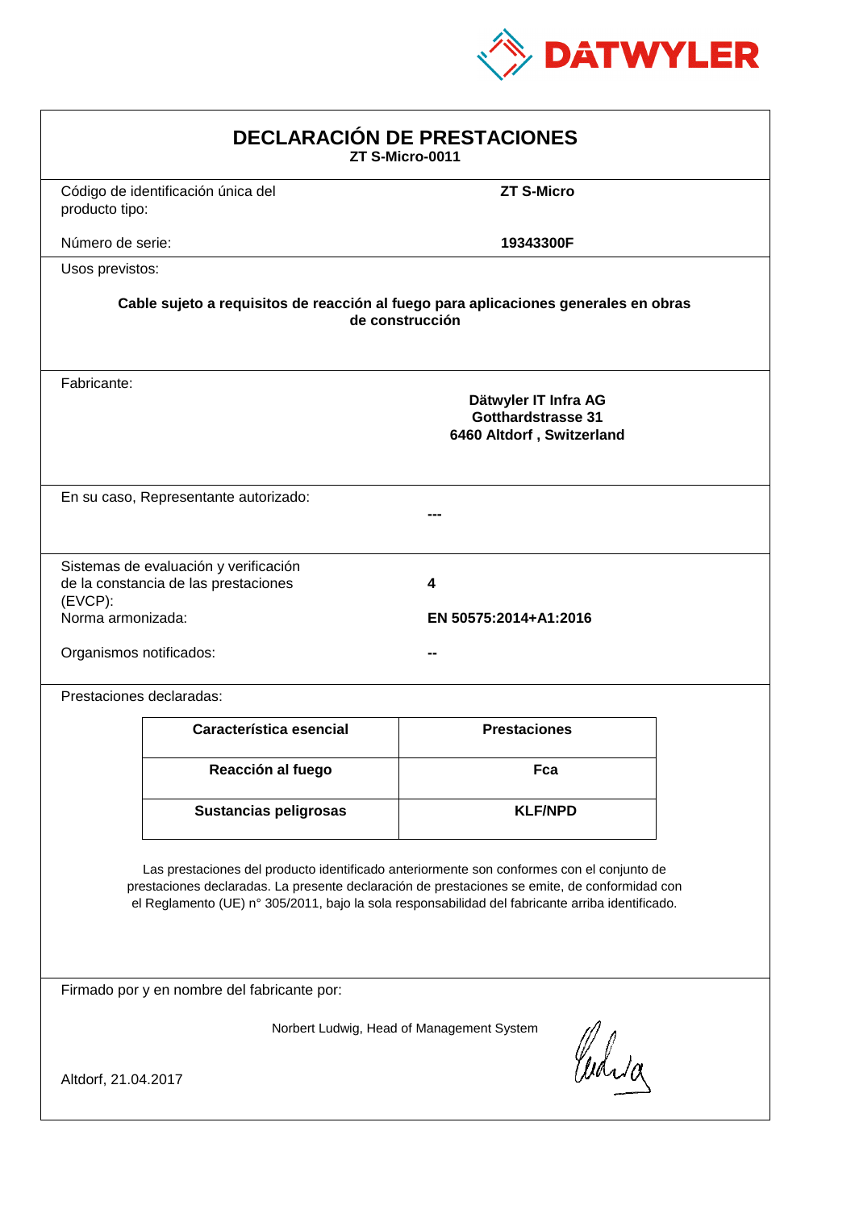DATWYLER

# DECLARACIÓN DE PRESTACIONES

**ZT S-Micro-0011**

Código de identificación única del producto tipo: **ZT S-Micro**

Número de serie: **19343300F**

Usos previstos:

**Cable sujeto a requisitos de reacción al fuego para aplicaciones generales en obras de construcción**

Fabricante:

**Dätwyler IT Infra AG**
**Gotthardstrasse 31**
**6460 Altdorf , Switzerland**

En su caso, Representante autorizado: **---**

Sistemas de evaluación y verificación de la constancia de las prestaciones (EVCP): **4**

Norma armonizada: **EN 50575:2014+A1:2016**

Organismos notificados: **--**

Prestaciones declaradas:

| Característica esencial | Prestaciones |
|---|---|
| **Reacción al fuego** | **Fca** |
| **Sustancias peligrosas** | **KLF/NPD** |

Las prestaciones del producto identificado anteriormente son conformes con el conjunto de prestaciones declaradas. La presente declaración de prestaciones se emite, de conformidad con el Reglamento (UE) n° 305/2011, bajo la sola responsabilidad del fabricante arriba identificado.

Firmado por y en nombre del fabricante por:

Norbert Ludwig, Head of Management System

Altdorf, 21.04.2017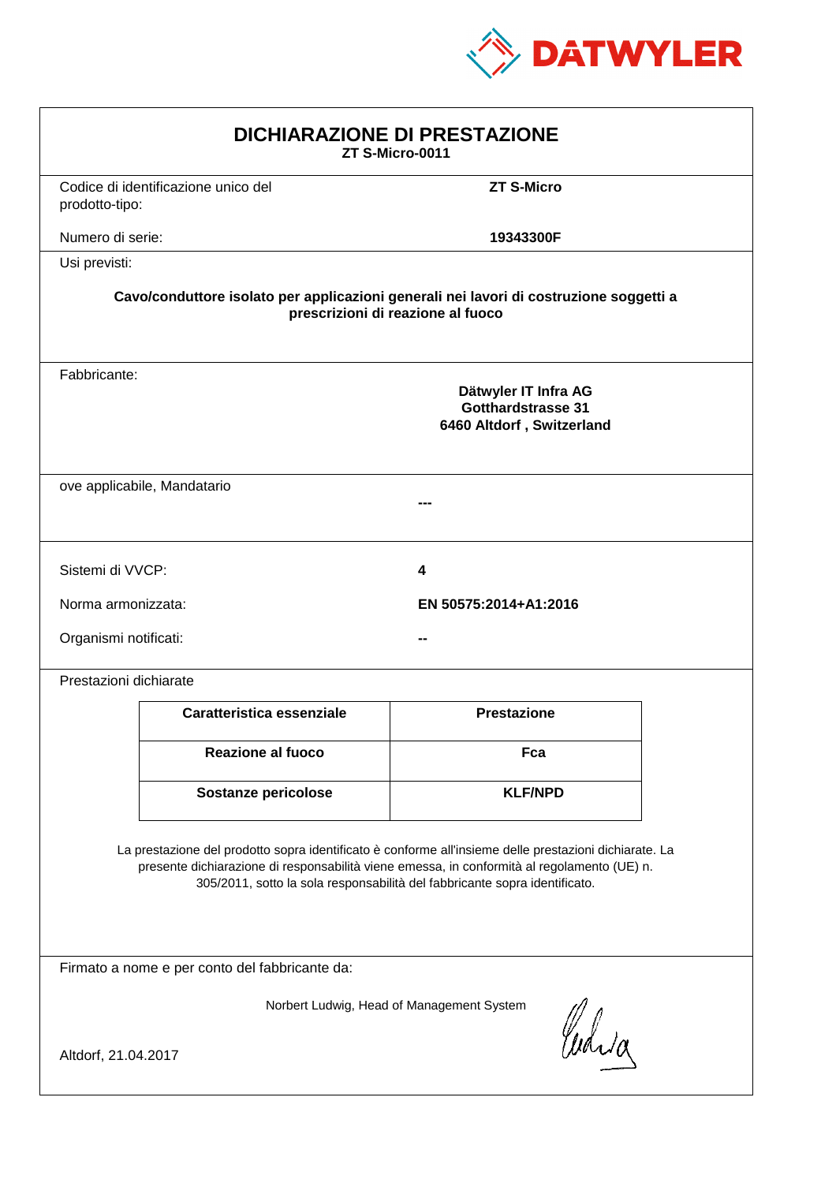DATWYLER

# DICHIARAZIONE DI PRESTAZIONE

**ZT S-Micro-0011**

| | |
|---|---|
| Codice di identificazione unico del prodotto-tipo: | **ZT S-Micro** |
| Numero di serie: | **19343300F** |

Usi previsti:

**Cavo/conduttore isolato per applicazioni generali nei lavori di costruzione soggetti a prescrizioni di reazione al fuoco**

Fabbricante:

**Dätwyler IT Infra AG**
**Gotthardstrasse 31**
**6460 Altdorf , Switzerland**

ove applicabile, Mandatario

**---**

| | |
|---|---|
| Sistemi di VVCP: | **4** |
| Norma armonizzata: | **EN 50575:2014+A1:2016** |
| Organismi notificati: | **--** |

Prestazioni dichiarate

| Caratteristica essenziale | Prestazione |
|---|---|
| **Reazione al fuoco** | **Fca** |
| **Sostanze pericolose** | **KLF/NPD** |

La prestazione del prodotto sopra identificato è conforme all'insieme delle prestazioni dichiarate. La presente dichiarazione di responsabilità viene emessa, in conformità al regolamento (UE) n. 305/2011, sotto la sola responsabilità del fabbricante sopra identificato.

Firmato a nome e per conto del fabbricante da:

Norbert Ludwig, Head of Management System

Altdorf, 21.04.2017